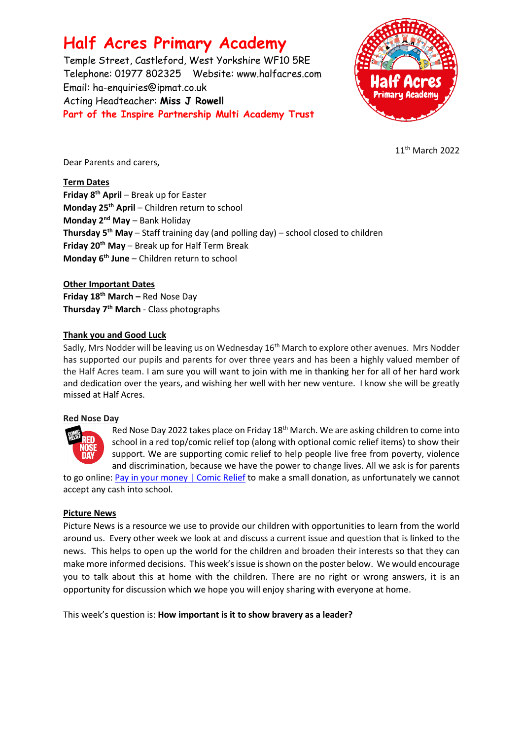# Half Acres Primary Academy

Temple Street, Castleford, West Yorkshire WF10 5RE
Telephone: 01977 802325 Website: www.halfacres.com
Email: ha-enquiries@ipmat.co.uk
Acting Headteacher: **Miss J Rowell**
**Part of the Inspire Partnership Multi Academy Trust**

11th March 2022

Dear Parents and carers,

**Term Dates**

**Friday 8th April** – Break up for Easter
**Monday 25th April** – Children return to school
**Monday 2nd May** – Bank Holiday
**Thursday 5th May** – Staff training day (and polling day) – school closed to children
**Friday 20th May** – Break up for Half Term Break
**Monday 6th June** – Children return to school

**Other Important Dates**

**Friday 18th March –** Red Nose Day
**Thursday 7th March** - Class photographs

**Thank you and Good Luck**

Sadly, Mrs Nodder will be leaving us on Wednesday 16th March to explore other avenues. Mrs Nodder has supported our pupils and parents for over three years and has been a highly valued member of the Half Acres team. I am sure you will want to join with me in thanking her for all of her hard work and dedication over the years, and wishing her well with her new venture. I know she will be greatly missed at Half Acres.

**Red Nose Day**

Red Nose Day 2022 takes place on Friday 18th March. We are asking children to come into school in a red top/comic relief top (along with optional comic relief items) to show their support. We are supporting comic relief to help people live free from poverty, violence and discrimination, because we have the power to change lives. All we ask is for parents to go online: Pay in your money | Comic Relief to make a small donation, as unfortunately we cannot accept any cash into school.

**Picture News**

Picture News is a resource we use to provide our children with opportunities to learn from the world around us. Every other week we look at and discuss a current issue and question that is linked to the news. This helps to open up the world for the children and broaden their interests so that they can make more informed decisions. This week's issue is shown on the poster below. We would encourage you to talk about this at home with the children. There are no right or wrong answers, it is an opportunity for discussion which we hope you will enjoy sharing with everyone at home.

This week's question is: **How important is it to show bravery as a leader?**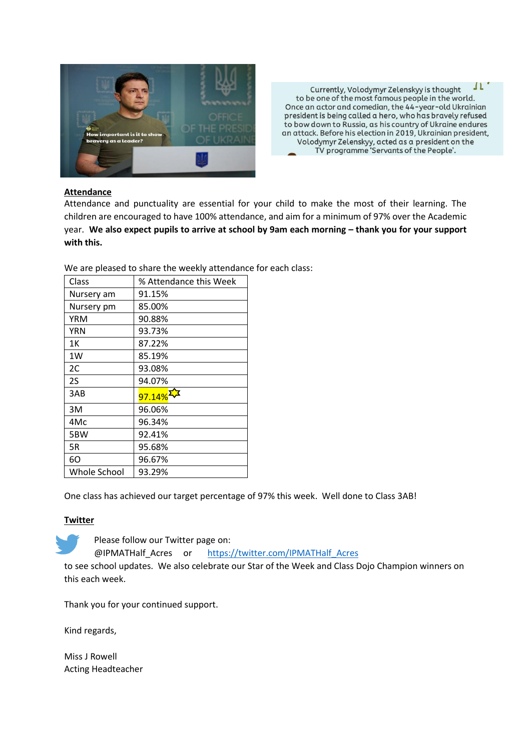Currently, Volodymyr Zelenskyy is thought to be one of the most famous people in the world. Once an actor and comedian, the 44-year-old Ukrainian president is being called a hero, who has bravely refused to bow down to Russia, as his country of Ukraine endures an attack. Before his election in 2019, Ukrainian president, Volodymyr Zelenskyy, acted as a president on the TV programme 'Servants of the People'.

## Attendance

Attendance and punctuality are essential for your child to make the most of their learning. The children are encouraged to have 100% attendance, and aim for a minimum of 97% over the Academic year. **We also expect pupils to arrive at school by 9am each morning – thank you for your support with this.**

We are pleased to share the weekly attendance for each class:

| Class | % Attendance this Week |
|---|---|
| Nursery am | 91.15% |
| Nursery pm | 85.00% |
| YRM | 90.88% |
| YRN | 93.73% |
| 1K | 87.22% |
| 1W | 85.19% |
| 2C | 93.08% |
| 2S | 94.07% |
| 3AB | 97.14% |
| 3M | 96.06% |
| 4Mc | 96.34% |
| 5BW | 92.41% |
| 5R | 95.68% |
| 6O | 96.67% |
| Whole School | 93.29% |

One class has achieved our target percentage of 97% this week. Well done to Class 3AB!

## Twitter

Please follow our Twitter page on:
@IPMATHalf_Acres or https://twitter.com/IPMATHalf_Acres
to see school updates. We also celebrate our Star of the Week and Class Dojo Champion winners on this each week.

Thank you for your continued support.

Kind regards,

Miss J Rowell
Acting Headteacher